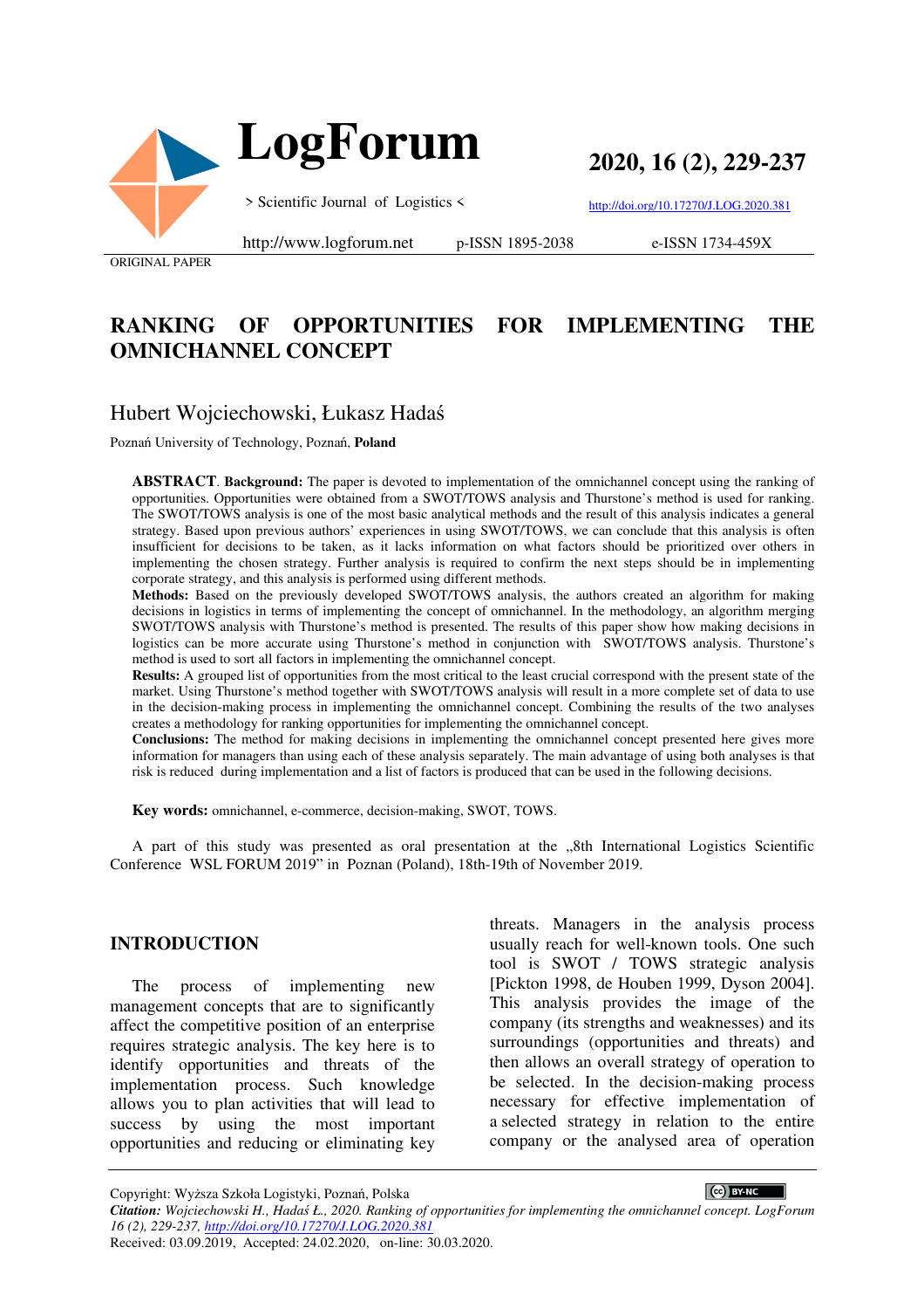ORIGINAL PAPER

# RANKING OF OPPORTUNITIES FOR IMPLEMENTING THE OMNICHANNEL CONCEPT

Hubert Wojciechowski, Łukasz Hadaś

Poznań University of Technology, Poznań, **Poland**

**ABSTRACT**. **Background:** The paper is devoted to implementation of the omnichannel concept using the ranking of opportunities. Opportunities were obtained from a SWOT/TOWS analysis and Thurstone's method is used for ranking. The SWOT/TOWS analysis is one of the most basic analytical methods and the result of this analysis indicates a general strategy. Based upon previous authors' experiences in using SWOT/TOWS, we can conclude that this analysis is often insufficient for decisions to be taken, as it lacks information on what factors should be prioritized over others in implementing the chosen strategy. Further analysis is required to confirm the next steps should be in implementing corporate strategy, and this analysis is performed using different methods.
**Methods:** Based on the previously developed SWOT/TOWS analysis, the authors created an algorithm for making decisions in logistics in terms of implementing the concept of omnichannel. In the methodology, an algorithm merging SWOT/TOWS analysis with Thurstone's method is presented. The results of this paper show how making decisions in logistics can be more accurate using Thurstone's method in conjunction with SWOT/TOWS analysis. Thurstone's method is used to sort all factors in implementing the omnichannel concept.
**Results:** A grouped list of opportunities from the most critical to the least crucial correspond with the present state of the market. Using Thurstone's method together with SWOT/TOWS analysis will result in a more complete set of data to use in the decision-making process in implementing the omnichannel concept. Combining the results of the two analyses creates a methodology for ranking opportunities for implementing the omnichannel concept.
**Conclusions:** The method for making decisions in implementing the omnichannel concept presented here gives more information for managers than using each of these analysis separately. The main advantage of using both analyses is that risk is reduced during implementation and a list of factors is produced that can be used in the following decisions.

**Key words:** omnichannel, e-commerce, decision-making, SWOT, TOWS.

A part of this study was presented as oral presentation at the „8th International Logistics Scientific Conference WSL FORUM 2019" in Poznan (Poland), 18th-19th of November 2019.

## INTRODUCTION

The process of implementing new management concepts that are to significantly affect the competitive position of an enterprise requires strategic analysis. The key here is to identify opportunities and threats of the implementation process. Such knowledge allows you to plan activities that will lead to success by using the most important opportunities and reducing or eliminating key threats. Managers in the analysis process usually reach for well-known tools. One such tool is SWOT / TOWS strategic analysis [Pickton 1998, de Houben 1999, Dyson 2004]. This analysis provides the image of the company (its strengths and weaknesses) and its surroundings (opportunities and threats) and then allows an overall strategy of operation to be selected. In the decision-making process necessary for effective implementation of a selected strategy in relation to the entire company or the analysed area of operation

Copyright: Wyższa Szkoła Logistyki, Poznań, Polska

*Citation: Wojciechowski H., Hadaś Ł., 2020. Ranking of opportunities for implementing the omnichannel concept. LogForum 16 (2), 229-237, http://doi.org/10.17270/J.LOG.2020.381*

Received: 03.09.2019, Accepted: 24.02.2020, on-line: 30.03.2020.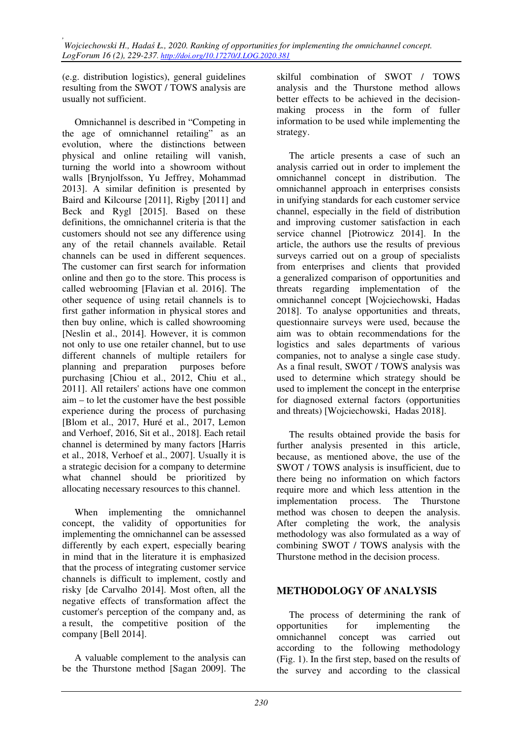(e.g. distribution logistics), general guidelines resulting from the SWOT / TOWS analysis are usually not sufficient.

Omnichannel is described in "Competing in the age of omnichannel retailing" as an evolution, where the distinctions between physical and online retailing will vanish, turning the world into a showroom without walls [Brynjolfsson, Yu Jeffrey, Mohammad 2013]. A similar definition is presented by Baird and Kilcourse [2011], Rigby [2011] and Beck and Rygl [2015]. Based on these definitions, the omnichannel criteria is that the customers should not see any difference using any of the retail channels available. Retail channels can be used in different sequences. The customer can first search for information online and then go to the store. This process is called webrooming [Flavian et al. 2016]. The other sequence of using retail channels is to first gather information in physical stores and then buy online, which is called showrooming [Neslin et al., 2014]. However, it is common not only to use one retailer channel, but to use different channels of multiple retailers for planning and preparation purposes before purchasing [Chiou et al., 2012, Chiu et al., 2011]. All retailers' actions have one common aim – to let the customer have the best possible experience during the process of purchasing [Blom et al., 2017, Huré et al., 2017, Lemon and Verhoef, 2016, Sit et al., 2018]. Each retail channel is determined by many factors [Harris et al., 2018, Verhoef et al., 2007]. Usually it is a strategic decision for a company to determine what channel should be prioritized by allocating necessary resources to this channel.

When implementing the omnichannel concept, the validity of opportunities for implementing the omnichannel can be assessed differently by each expert, especially bearing in mind that in the literature it is emphasized that the process of integrating customer service channels is difficult to implement, costly and risky [de Carvalho 2014]. Most often, all the negative effects of transformation affect the customer's perception of the company and, as a result, the competitive position of the company [Bell 2014].

A valuable complement to the analysis can be the Thurstone method [Sagan 2009]. The skilful combination of SWOT / TOWS analysis and the Thurstone method allows better effects to be achieved in the decision-making process in the form of fuller information to be used while implementing the strategy.

The article presents a case of such an analysis carried out in order to implement the omnichannel concept in distribution. The omnichannel approach in enterprises consists in unifying standards for each customer service channel, especially in the field of distribution and improving customer satisfaction in each service channel [Piotrowicz 2014]. In the article, the authors use the results of previous surveys carried out on a group of specialists from enterprises and clients that provided a generalized comparison of opportunities and threats regarding implementation of the omnichannel concept [Wojciechowski, Hadas 2018]. To analyse opportunities and threats, questionnaire surveys were used, because the aim was to obtain recommendations for the logistics and sales departments of various companies, not to analyse a single case study. As a final result, SWOT / TOWS analysis was used to determine which strategy should be used to implement the concept in the enterprise for diagnosed external factors (opportunities and threats) [Wojciechowski, Hadas 2018].

The results obtained provide the basis for further analysis presented in this article, because, as mentioned above, the use of the SWOT / TOWS analysis is insufficient, due to there being no information on which factors require more and which less attention in the implementation process. The Thurstone method was chosen to deepen the analysis. After completing the work, the analysis methodology was also formulated as a way of combining SWOT / TOWS analysis with the Thurstone method in the decision process.

## METHODOLOGY OF ANALYSIS

The process of determining the rank of opportunities for implementing the omnichannel concept was carried out according to the following methodology (Fig. 1). In the first step, based on the results of the survey and according to the classical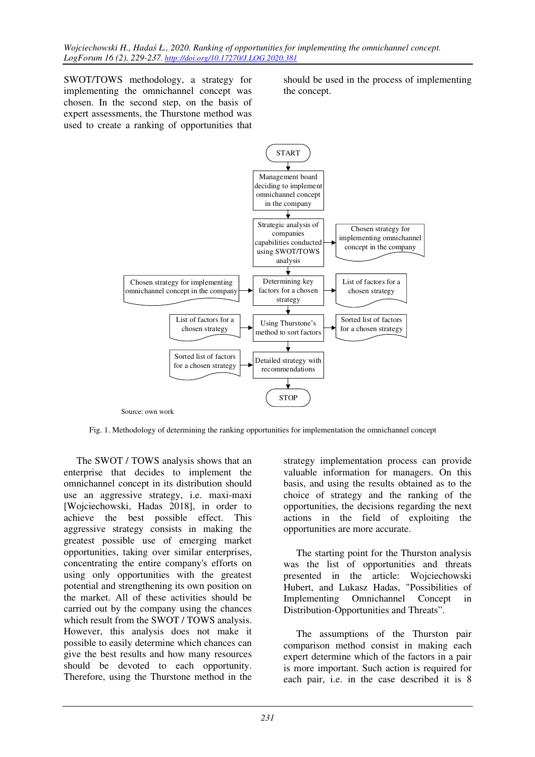SWOT/TOWS methodology, a strategy for implementing the omnichannel concept was chosen. In the second step, on the basis of expert assessments, the Thurstone method was used to create a ranking of opportunities that should be used in the process of implementing the concept.

START

Management board deciding to implement omnichannel concept in the company

Strategic analysis of companies capabilities conducted using SWOT/TOWS analysis → Chosen strategy for implementing omnichannel concept in the company

Chosen strategy for implementing omnichannel concept in the company → Determining key factors for a chosen strategy → List of factors for a chosen strategy

List of factors for a chosen strategy → Using Thurstone's method to sort factors → Sorted list of factors for a chosen strategy

Sorted list of factors for a chosen strategy → Detailed strategy with recommendations

STOP

Source: own work

Fig. 1. Methodology of determining the ranking opportunities for implementation the omnichannel concept

The SWOT / TOWS analysis shows that an enterprise that decides to implement the omnichannel concept in its distribution should use an aggressive strategy, i.e. maxi-maxi [Wojciechowski, Hadas 2018], in order to achieve the best possible effect. This aggressive strategy consists in making the greatest possible use of emerging market opportunities, taking over similar enterprises, concentrating the entire company's efforts on using only opportunities with the greatest potential and strengthening its own position on the market. All of these activities should be carried out by the company using the chances which result from the SWOT / TOWS analysis. However, this analysis does not make it possible to easily determine which chances can give the best results and how many resources should be devoted to each opportunity. Therefore, using the Thurstone method in the strategy implementation process can provide valuable information for managers. On this basis, and using the results obtained as to the choice of strategy and the ranking of the opportunities, the decisions regarding the next actions in the field of exploiting the opportunities are more accurate.

The starting point for the Thurston analysis was the list of opportunities and threats presented in the article: Wojciechowski Hubert, and Lukasz Hadas, "Possibilities of Implementing Omnichannel Concept in Distribution-Opportunities and Threats".

The assumptions of the Thurston pair comparison method consist in making each expert determine which of the factors in a pair is more important. Such action is required for each pair, i.e. in the case described it is 8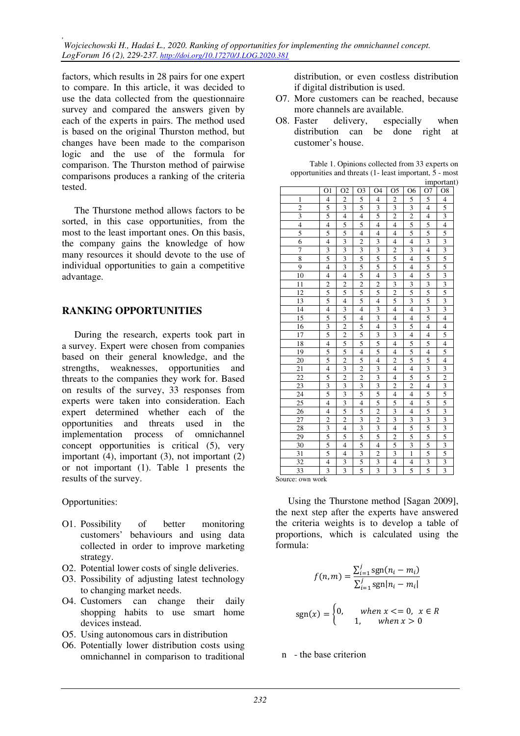factors, which results in 28 pairs for one expert to compare. In this article, it was decided to use the data collected from the questionnaire survey and compared the answers given by each of the experts in pairs. The method used is based on the original Thurston method, but changes have been made to the comparison logic and the use of the formula for comparison. The Thurston method of pairwise comparisons produces a ranking of the criteria tested.

The Thurstone method allows factors to be sorted, in this case opportunities, from the most to the least important ones. On this basis, the company gains the knowledge of how many resources it should devote to the use of individual opportunities to gain a competitive advantage.

## RANKING OPPORTUNITIES

During the research, experts took part in a survey. Expert were chosen from companies based on their general knowledge, and the strengths, weaknesses, opportunities and threats to the companies they work for. Based on results of the survey, 33 responses from experts were taken into consideration. Each expert determined whether each of the opportunities and threats used in the implementation process of omnichannel concept opportunities is critical (5), very important (4), important (3), not important (2) or not important (1). Table 1 presents the results of the survey.

Opportunities:

- O1. Possibility of better monitoring customers' behaviours and using data collected in order to improve marketing strategy.
- O2. Potential lower costs of single deliveries.
- O3. Possibility of adjusting latest technology to changing market needs.
- O4. Customers can change their daily shopping habits to use smart home devices instead.
- O5. Using autonomous cars in distribution
- O6. Potentially lower distribution costs using omnichannel in comparison to traditional distribution, or even costless distribution if digital distribution is used.
- O7. More customers can be reached, because more channels are available.
- O8. Faster delivery, especially when distribution can be done right at customer's house.

Table 1. Opinions collected from 33 experts on opportunities and threats (1- least important, 5 - most important)

| | O1 | O2 | O3 | O4 | O5 | O6 | O7 | O8 |
|---|---|---|---|---|---|---|---|---|
| 1 | 4 | 2 | 5 | 4 | 2 | 5 | 5 | 4 |
| 2 | 5 | 3 | 5 | 3 | 3 | 3 | 4 | 5 |
| 3 | 5 | 4 | 4 | 5 | 2 | 2 | 4 | 3 |
| 4 | 4 | 5 | 5 | 4 | 4 | 5 | 5 | 4 |
| 5 | 5 | 5 | 4 | 4 | 4 | 5 | 5 | 5 |
| 6 | 4 | 3 | 2 | 3 | 4 | 4 | 3 | 3 |
| 7 | 3 | 3 | 3 | 3 | 2 | 3 | 4 | 3 |
| 8 | 5 | 3 | 5 | 5 | 5 | 4 | 5 | 5 |
| 9 | 4 | 3 | 5 | 5 | 5 | 4 | 5 | 5 |
| 10 | 4 | 4 | 5 | 4 | 3 | 4 | 5 | 3 |
| 11 | 2 | 2 | 2 | 2 | 3 | 3 | 3 | 3 |
| 12 | 5 | 5 | 5 | 5 | 2 | 5 | 5 | 5 |
| 13 | 5 | 4 | 5 | 4 | 5 | 3 | 5 | 3 |
| 14 | 4 | 3 | 4 | 3 | 4 | 4 | 3 | 3 |
| 15 | 5 | 5 | 4 | 3 | 4 | 4 | 5 | 4 |
| 16 | 3 | 2 | 5 | 4 | 3 | 5 | 4 | 4 |
| 17 | 5 | 2 | 5 | 3 | 3 | 4 | 4 | 5 |
| 18 | 4 | 5 | 5 | 5 | 4 | 5 | 5 | 4 |
| 19 | 5 | 5 | 4 | 5 | 4 | 5 | 4 | 5 |
| 20 | 5 | 2 | 5 | 4 | 2 | 5 | 5 | 4 |
| 21 | 4 | 3 | 2 | 3 | 4 | 4 | 3 | 3 |
| 22 | 5 | 2 | 2 | 3 | 4 | 5 | 5 | 2 |
| 23 | 3 | 3 | 3 | 3 | 2 | 2 | 4 | 3 |
| 24 | 5 | 3 | 5 | 5 | 4 | 4 | 5 | 5 |
| 25 | 4 | 3 | 4 | 5 | 5 | 4 | 5 | 5 |
| 26 | 4 | 5 | 5 | 2 | 3 | 4 | 5 | 3 |
| 27 | 2 | 2 | 3 | 2 | 3 | 3 | 3 | 3 |
| 28 | 3 | 4 | 3 | 3 | 4 | 5 | 5 | 3 |
| 29 | 5 | 5 | 5 | 5 | 2 | 5 | 5 | 5 |
| 30 | 5 | 4 | 5 | 4 | 5 | 3 | 5 | 3 |
| 31 | 5 | 4 | 3 | 2 | 3 | 1 | 5 | 5 |
| 32 | 4 | 3 | 5 | 3 | 4 | 4 | 3 | 3 |
| 33 | 3 | 3 | 5 | 3 | 3 | 5 | 5 | 3 |

Source: own work

Using the Thurstone method [Sagan 2009], the next step after the experts have answered the criteria weights is to develop a table of proportions, which is calculated using the formula:

$$f(n,m) = \frac{\sum_{i=1}^{j} \operatorname{sgn}(n_i - m_i)}{\sum_{i=1}^{j} \operatorname{sgn}|n_i - m_i|}$$

$$\operatorname{sgn}(x) = \begin{cases} 0, & when\ x <= 0,\ x \in R \\ 1, & when\ x > 0 \end{cases}$$

n - the base criterion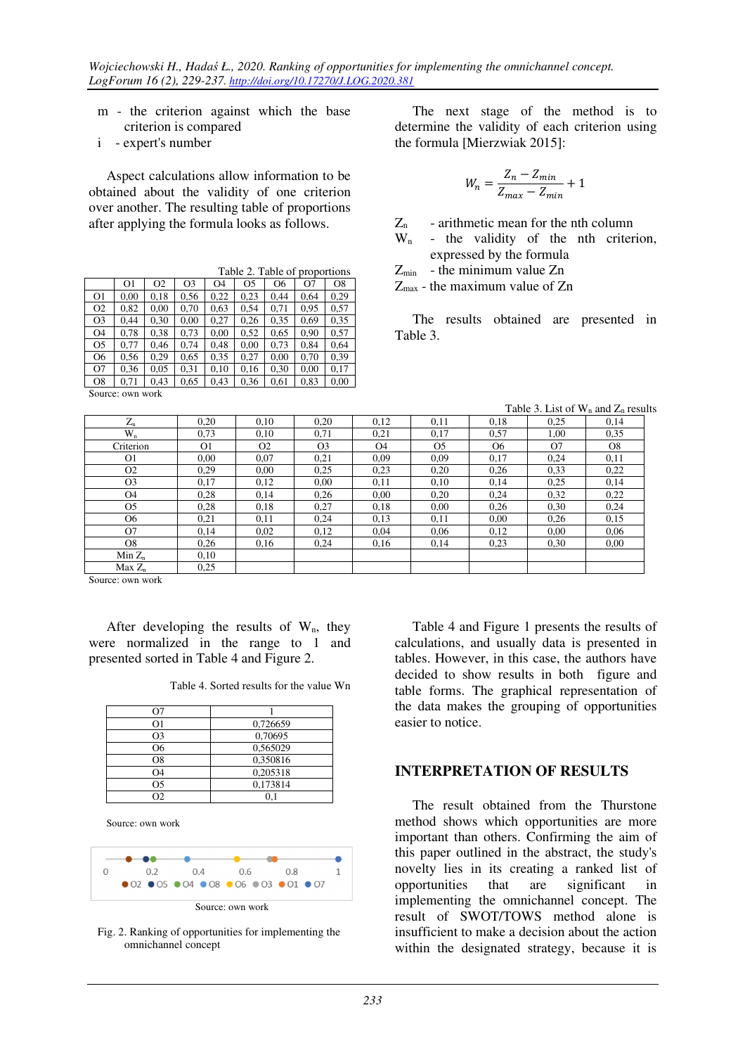m - the criterion against which the base criterion is compared

i - expert's number

Aspect calculations allow information to be obtained about the validity of one criterion over another. The resulting table of proportions after applying the formula looks as follows.

Table 2. Table of proportions

| | O1 | O2 | O3 | O4 | O5 | O6 | O7 | O8 |
|---|---|---|---|---|---|---|---|---|
| O1 | 0,00 | 0,18 | 0,56 | 0,22 | 0,23 | 0,44 | 0,64 | 0,29 |
| O2 | 0,82 | 0,00 | 0,70 | 0,63 | 0,54 | 0,71 | 0,95 | 0,57 |
| O3 | 0,44 | 0,30 | 0,00 | 0,27 | 0,26 | 0,35 | 0,69 | 0,35 |
| O4 | 0,78 | 0,38 | 0,73 | 0,00 | 0,52 | 0,65 | 0,90 | 0,57 |
| O5 | 0,77 | 0,46 | 0,74 | 0,48 | 0,00 | 0,73 | 0,84 | 0,64 |
| O6 | 0,56 | 0,29 | 0,65 | 0,35 | 0,27 | 0,00 | 0,70 | 0,39 |
| O7 | 0,36 | 0,05 | 0,31 | 0,10 | 0,16 | 0,30 | 0,00 | 0,17 |
| O8 | 0,71 | 0,43 | 0,65 | 0,43 | 0,36 | 0,61 | 0,83 | 0,00 |

Source: own work

The next stage of the method is to determine the validity of each criterion using the formula [Mierzwiak 2015]:

$$W_n = \frac{Z_n - Z_{min}}{Z_{max} - Z_{min}} + 1$$

$Z_n$ - arithmetic mean for the nth column

$W_n$ - the validity of the nth criterion, expressed by the formula

$Z_{min}$ - the minimum value Zn

$Z_{max}$ - the maximum value of Zn

The results obtained are presented in Table 3.

Table 3. List of $W_n$ and $Z_n$ results

| $Z_n$ | 0,20 | 0,10 | 0,20 | 0,12 | 0,11 | 0,18 | 0,25 | 0,14 |
|---|---|---|---|---|---|---|---|---|
| $W_n$ | 0,73 | 0,10 | 0,71 | 0,21 | 0,17 | 0,57 | 1,00 | 0,35 |
| Criterion | O1 | O2 | O3 | O4 | O5 | O6 | O7 | O8 |
| O1 | 0,00 | 0,07 | 0,21 | 0,09 | 0,09 | 0,17 | 0,24 | 0,11 |
| O2 | 0,29 | 0,00 | 0,25 | 0,23 | 0,20 | 0,26 | 0,33 | 0,22 |
| O3 | 0,17 | 0,12 | 0,00 | 0,11 | 0,10 | 0,14 | 0,25 | 0,14 |
| O4 | 0,28 | 0,14 | 0,26 | 0,00 | 0,20 | 0,24 | 0,32 | 0,22 |
| O5 | 0,28 | 0,18 | 0,27 | 0,18 | 0,00 | 0,26 | 0,30 | 0,24 |
| O6 | 0,21 | 0,11 | 0,24 | 0,13 | 0,11 | 0,00 | 0,26 | 0,15 |
| O7 | 0,14 | 0,02 | 0,12 | 0,04 | 0,06 | 0,12 | 0,00 | 0,06 |
| O8 | 0,26 | 0,16 | 0,24 | 0,16 | 0,14 | 0,23 | 0,30 | 0,00 |
| Min $Z_n$ | 0,10 | | | | | | | |
| Max $Z_n$ | 0,25 | | | | | | | |

Source: own work

After developing the results of $W_n$, they were normalized in the range to 1 and presented sorted in Table 4 and Figure 2.

Table 4. Sorted results for the value Wn

| | |
|---|---|
| O7 | 1 |
| O1 | 0,726659 |
| O3 | 0,70695 |
| O6 | 0,565029 |
| O8 | 0,350816 |
| O4 | 0,205318 |
| O5 | 0,173814 |
| O2 | 0,1 |

Source: own work

Source: own work

Fig. 2. Ranking of opportunities for implementing the omnichannel concept

Table 4 and Figure 1 presents the results of calculations, and usually data is presented in tables. However, in this case, the authors have decided to show results in both figure and table forms. The graphical representation of the data makes the grouping of opportunities easier to notice.

## INTERPRETATION OF RESULTS

The result obtained from the Thurstone method shows which opportunities are more important than others. Confirming the aim of this paper outlined in the abstract, the study's novelty lies in its creating a ranked list of opportunities that are significant in implementing the omnichannel concept. The result of SWOT/TOWS method alone is insufficient to make a decision about the action within the designated strategy, because it is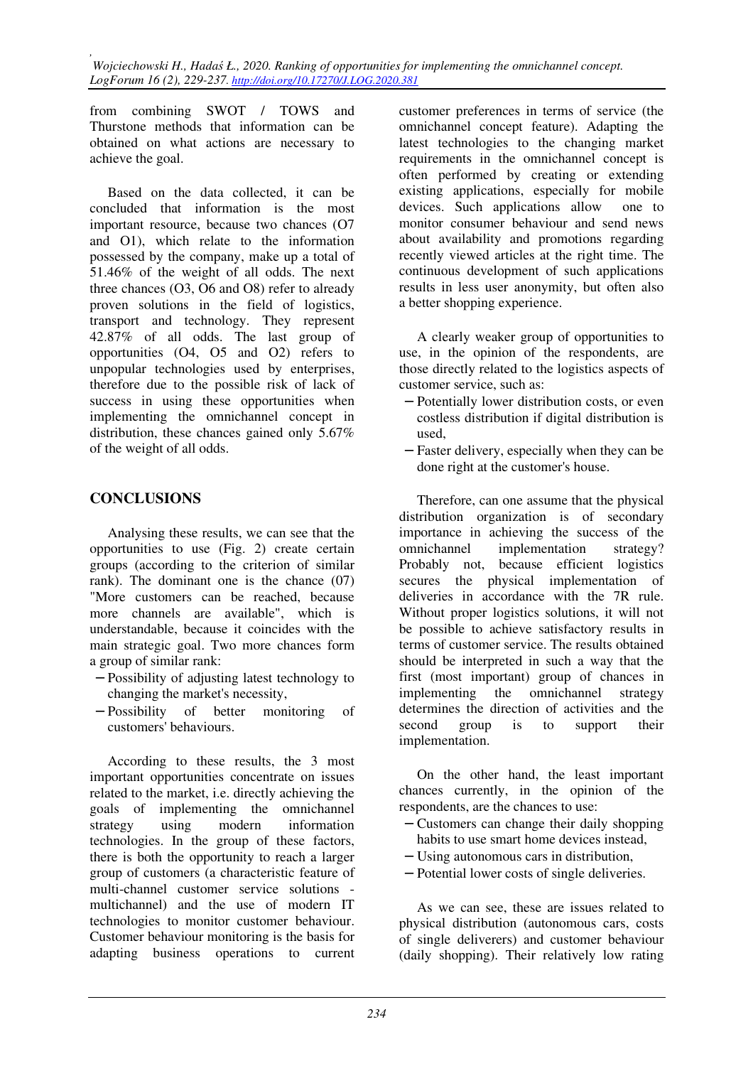from combining SWOT / TOWS and Thurstone methods that information can be obtained on what actions are necessary to achieve the goal.

Based on the data collected, it can be concluded that information is the most important resource, because two chances (O7 and O1), which relate to the information possessed by the company, make up a total of 51.46% of the weight of all odds. The next three chances (O3, O6 and O8) refer to already proven solutions in the field of logistics, transport and technology. They represent 42.87% of all odds. The last group of opportunities (O4, O5 and O2) refers to unpopular technologies used by enterprises, therefore due to the possible risk of lack of success in using these opportunities when implementing the omnichannel concept in distribution, these chances gained only 5.67% of the weight of all odds.

## CONCLUSIONS

Analysing these results, we can see that the opportunities to use (Fig. 2) create certain groups (according to the criterion of similar rank). The dominant one is the chance (07) "More customers can be reached, because more channels are available", which is understandable, because it coincides with the main strategic goal. Two more chances form a group of similar rank:

- Possibility of adjusting latest technology to changing the market's necessity,
- Possibility of better monitoring of customers' behaviours.

According to these results, the 3 most important opportunities concentrate on issues related to the market, i.e. directly achieving the goals of implementing the omnichannel strategy using modern information technologies. In the group of these factors, there is both the opportunity to reach a larger group of customers (a characteristic feature of multi-channel customer service solutions - multichannel) and the use of modern IT technologies to monitor customer behaviour. Customer behaviour monitoring is the basis for adapting business operations to current customer preferences in terms of service (the omnichannel concept feature). Adapting the latest technologies to the changing market requirements in the omnichannel concept is often performed by creating or extending existing applications, especially for mobile devices. Such applications allow one to monitor consumer behaviour and send news about availability and promotions regarding recently viewed articles at the right time. The continuous development of such applications results in less user anonymity, but often also a better shopping experience.

A clearly weaker group of opportunities to use, in the opinion of the respondents, are those directly related to the logistics aspects of customer service, such as:

- Potentially lower distribution costs, or even costless distribution if digital distribution is used,
- Faster delivery, especially when they can be done right at the customer's house.

Therefore, can one assume that the physical distribution organization is of secondary importance in achieving the success of the omnichannel implementation strategy? Probably not, because efficient logistics secures the physical implementation of deliveries in accordance with the 7R rule. Without proper logistics solutions, it will not be possible to achieve satisfactory results in terms of customer service. The results obtained should be interpreted in such a way that the first (most important) group of chances in implementing the omnichannel strategy determines the direction of activities and the second group is to support their implementation.

On the other hand, the least important chances currently, in the opinion of the respondents, are the chances to use:

- Customers can change their daily shopping habits to use smart home devices instead,
- Using autonomous cars in distribution,
- Potential lower costs of single deliveries.

As we can see, these are issues related to physical distribution (autonomous cars, costs of single deliverers) and customer behaviour (daily shopping). Their relatively low rating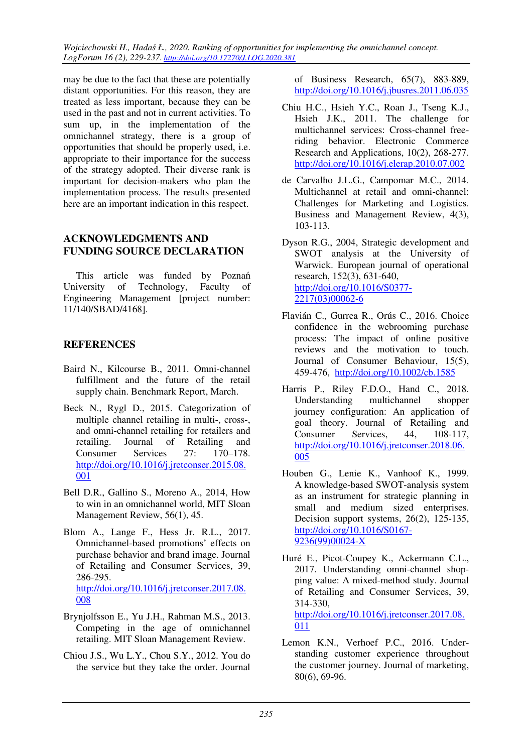may be due to the fact that these are potentially distant opportunities. For this reason, they are treated as less important, because they can be used in the past and not in current activities. To sum up, in the implementation of the omnichannel strategy, there is a group of opportunities that should be properly used, i.e. appropriate to their importance for the success of the strategy adopted. Their diverse rank is important for decision-makers who plan the implementation process. The results presented here are an important indication in this respect.

## ACKNOWLEDGMENTS AND FUNDING SOURCE DECLARATION

This article was funded by Poznań University of Technology, Faculty of Engineering Management [project number: 11/140/SBAD/4168].

## REFERENCES

Baird N., Kilcourse B., 2011. Omni-channel fulfillment and the future of the retail supply chain. Benchmark Report, March.

Beck N., Rygl D., 2015. Categorization of multiple channel retailing in multi-, cross-, and omni-channel retailing for retailers and retailing. Journal of Retailing and Consumer Services 27: 170–178. http://doi.org/10.1016/j.jretconser.2015.08.001

Bell D.R., Gallino S., Moreno A., 2014, How to win in an omnichannel world, MIT Sloan Management Review, 56(1), 45.

Blom A., Lange F., Hess Jr. R.L., 2017. Omnichannel-based promotions' effects on purchase behavior and brand image. Journal of Retailing and Consumer Services, 39, 286-295. http://doi.org/10.1016/j.jretconser.2017.08.008

Brynjolfsson E., Yu J.H., Rahman M.S., 2013. Competing in the age of omnichannel retailing. MIT Sloan Management Review.

Chiou J.S., Wu L.Y., Chou S.Y., 2012. You do the service but they take the order. Journal of Business Research, 65(7), 883-889, http://doi.org/10.1016/j.jbusres.2011.06.035

Chiu H.C., Hsieh Y.C., Roan J., Tseng K.J., Hsieh J.K., 2011. The challenge for multichannel services: Cross-channel free-riding behavior. Electronic Commerce Research and Applications, 10(2), 268-277. http://doi.org/10.1016/j.elerap.2010.07.002

de Carvalho J.L.G., Campomar M.C., 2014. Multichannel at retail and omni-channel: Challenges for Marketing and Logistics. Business and Management Review, 4(3), 103-113.

Dyson R.G., 2004, Strategic development and SWOT analysis at the University of Warwick. European journal of operational research, 152(3), 631-640, http://doi.org/10.1016/S0377-2217(03)00062-6

Flavián C., Gurrea R., Orús C., 2016. Choice confidence in the webrooming purchase process: The impact of online positive reviews and the motivation to touch. Journal of Consumer Behaviour, 15(5), 459-476, http://doi.org/10.1002/cb.1585

Harris P., Riley F.D.O., Hand C., 2018. Understanding multichannel shopper journey configuration: An application of goal theory. Journal of Retailing and Consumer Services, 44, 108-117, http://doi.org/10.1016/j.jretconser.2018.06.005

Houben G., Lenie K., Vanhoof K., 1999. A knowledge-based SWOT-analysis system as an instrument for strategic planning in small and medium sized enterprises. Decision support systems, 26(2), 125-135, http://doi.org/10.1016/S0167-9236(99)00024-X

Huré E., Picot-Coupey K., Ackermann C.L., 2017. Understanding omni-channel shopping value: A mixed-method study. Journal of Retailing and Consumer Services, 39, 314-330, http://doi.org/10.1016/j.jretconser.2017.08.011

Lemon K.N., Verhoef P.C., 2016. Understanding customer experience throughout the customer journey. Journal of marketing, 80(6), 69-96.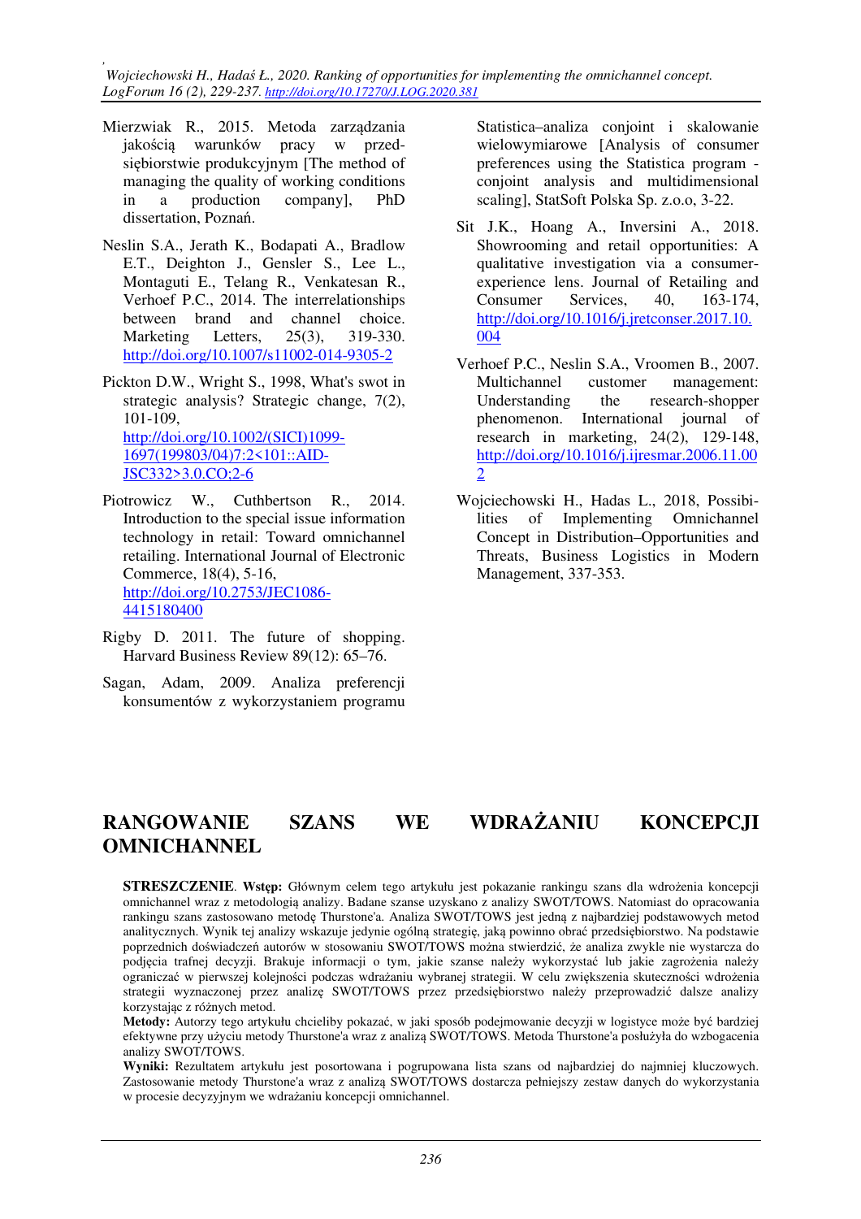Mierzwiak R., 2015. Metoda zarządzania jakością warunków pracy w przedsiębiorstwie produkcyjnym [The method of managing the quality of working conditions in a production company], PhD dissertation, Poznań.

Neslin S.A., Jerath K., Bodapati A., Bradlow E.T., Deighton J., Gensler S., Lee L., Montaguti E., Telang R., Venkatesan R., Verhoef P.C., 2014. The interrelationships between brand and channel choice. Marketing Letters, 25(3), 319-330. http://doi.org/10.1007/s11002-014-9305-2

Pickton D.W., Wright S., 1998, What's swot in strategic analysis? Strategic change, 7(2), 101-109, http://doi.org/10.1002/(SICI)1099-1697(199803/04)7:2<101::AID-JSC332>3.0.CO;2-6

Piotrowicz W., Cuthbertson R., 2014. Introduction to the special issue information technology in retail: Toward omnichannel retailing. International Journal of Electronic Commerce, 18(4), 5-16, http://doi.org/10.2753/JEC1086-4415180400

Rigby D. 2011. The future of shopping. Harvard Business Review 89(12): 65–76.

Sagan, Adam, 2009. Analiza preferencji konsumentów z wykorzystaniem programu Statistica–analiza conjoint i skalowanie wielowymiarowe [Analysis of consumer preferences using the Statistica program - conjoint analysis and multidimensional scaling], StatSoft Polska Sp. z.o.o, 3-22.

Sit J.K., Hoang A., Inversini A., 2018. Showrooming and retail opportunities: A qualitative investigation via a consumer-experience lens. Journal of Retailing and Consumer Services, 40, 163-174, http://doi.org/10.1016/j.jretconser.2017.10.004

Verhoef P.C., Neslin S.A., Vroomen B., 2007. Multichannel customer management: Understanding the research-shopper phenomenon. International journal of research in marketing, 24(2), 129-148, http://doi.org/10.1016/j.ijresmar.2006.11.002

Wojciechowski H., Hadas L., 2018, Possibilities of Implementing Omnichannel Concept in Distribution–Opportunities and Threats, Business Logistics in Modern Management, 337-353.

# RANGOWANIE SZANS WE WDRAŻANIU KONCEPCJI OMNICHANNEL

**STRESZCZENIE**. **Wstęp:** Głównym celem tego artykułu jest pokazanie rankingu szans dla wdrożenia koncepcji omnichannel wraz z metodologią analizy. Badane szanse uzyskano z analizy SWOT/TOWS. Natomiast do opracowania rankingu szans zastosowano metodę Thurstone'a. Analiza SWOT/TOWS jest jedną z najbardziej podstawowych metod analitycznych. Wynik tej analizy wskazuje jedynie ogólną strategię, jaką powinno obrać przedsiębiorstwo. Na podstawie poprzednich doświadczeń autorów w stosowaniu SWOT/TOWS można stwierdzić, że analiza zwykle nie wystarcza do podjęcia trafnej decyzji. Brakuje informacji o tym, jakie szanse należy wykorzystać lub jakie zagrożenia należy ograniczać w pierwszej kolejności podczas wdrażaniu wybranej strategii. W celu zwiększenia skuteczności wdrożenia strategii wyznaczonej przez analizę SWOT/TOWS przez przedsiębiorstwo należy przeprowadzić dalsze analizy korzystając z różnych metod.

**Metody:** Autorzy tego artykułu chcieliby pokazać, w jaki sposób podejmowanie decyzji w logistyce może być bardziej efektywne przy użyciu metody Thurstone'a wraz z analizą SWOT/TOWS. Metoda Thurstone'a posłużyła do wzbogacenia analizy SWOT/TOWS.

**Wyniki:** Rezultatem artykułu jest posortowana i pogrupowana lista szans od najbardziej do najmniej kluczowych. Zastosowanie metody Thurstone'a wraz z analizą SWOT/TOWS dostarcza pełniejszy zestaw danych do wykorzystania w procesie decyzyjnym we wdrażaniu koncepcji omnichannel.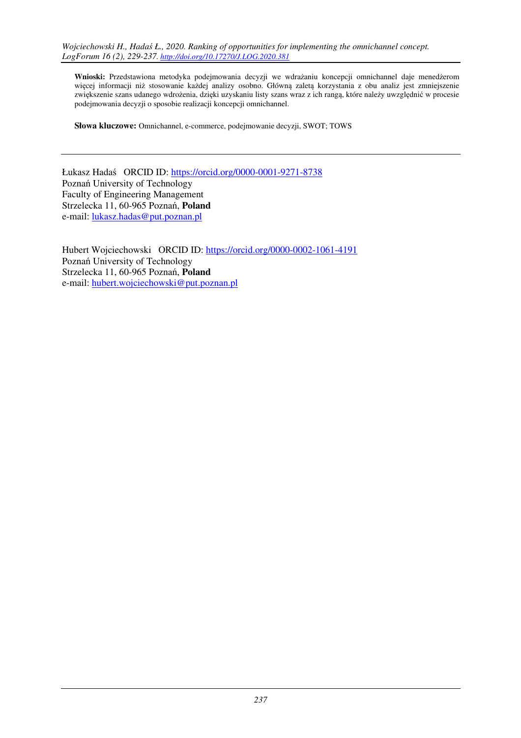**Wnioski:** Przedstawiona metodyka podejmowania decyzji we wdrażaniu koncepcji omnichannel daje menedżerom więcej informacji niż stosowanie każdej analizy osobno. Główną zaletą korzystania z obu analiz jest zmniejszenie zwiększenie szans udanego wdrożenia, dzięki uzyskaniu listy szans wraz z ich rangą, które należy uwzględnić w procesie podejmowania decyzji o sposobie realizacji koncepcji omnichannel.

**Słowa kluczowe:** Omnichannel, e-commerce, podejmowanie decyzji, SWOT; TOWS

---

Łukasz Hadaś ORCID ID: https://orcid.org/0000-0001-9271-8738
Poznań University of Technology
Faculty of Engineering Management
Strzelecka 11, 60-965 Poznań, **Poland**
e-mail: lukasz.hadas@put.poznan.pl

Hubert Wojciechowski ORCID ID: https://orcid.org/0000-0002-1061-4191
Poznań University of Technology
Strzelecka 11, 60-965 Poznań, **Poland**
e-mail: hubert.wojciechowski@put.poznan.pl